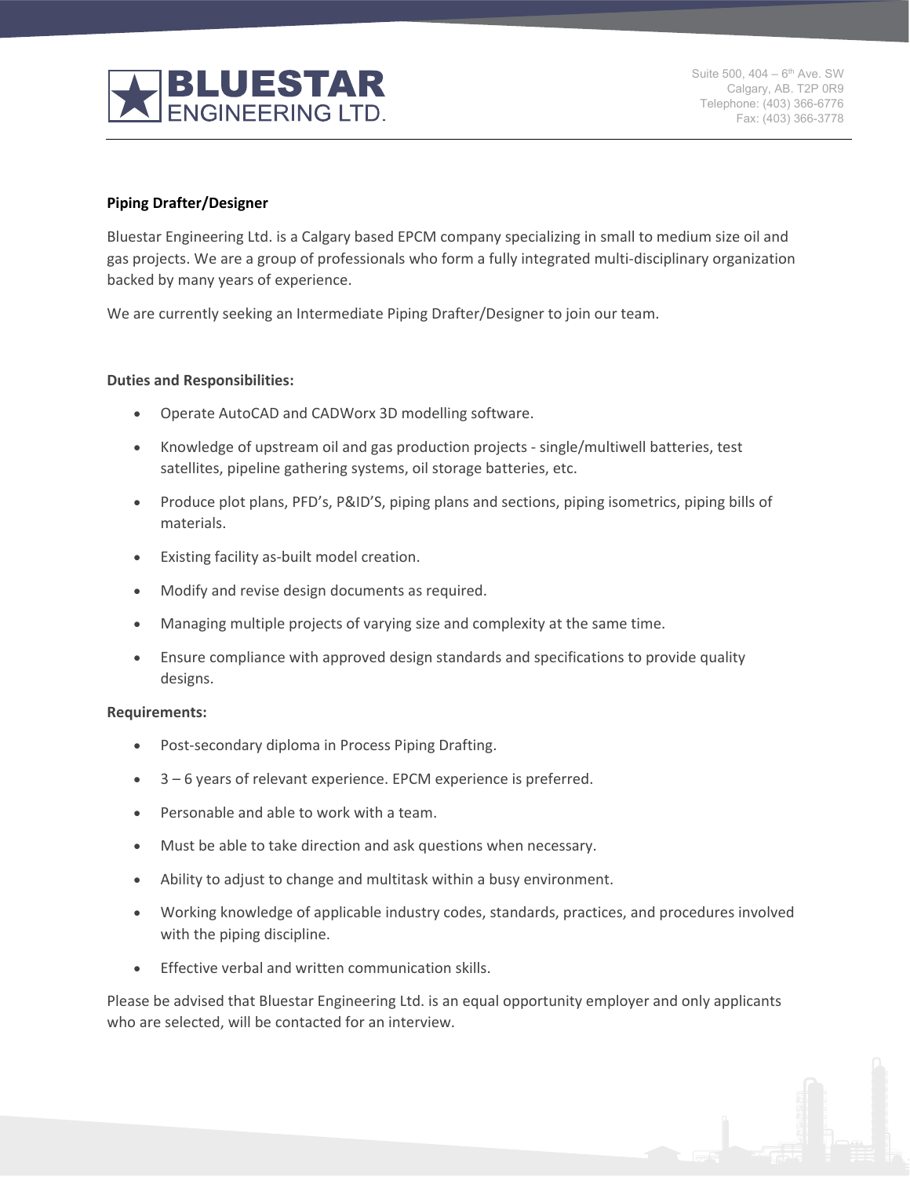**BLUESTAR**
ENGINEERING LTD.

Suite 500, 404 – 6th Ave. SW
Calgary, AB. T2P 0R9
Telephone: (403) 366-6776
Fax: (403) 366-3778

**Piping Drafter/Designer**

Bluestar Engineering Ltd. is a Calgary based EPCM company specializing in small to medium size oil and gas projects. We are a group of professionals who form a fully integrated multi-disciplinary organization backed by many years of experience.

We are currently seeking an Intermediate Piping Drafter/Designer to join our team.

**Duties and Responsibilities:**

- Operate AutoCAD and CADWorx 3D modelling software.
- Knowledge of upstream oil and gas production projects - single/multiwell batteries, test satellites, pipeline gathering systems, oil storage batteries, etc.
- Produce plot plans, PFD's, P&ID'S, piping plans and sections, piping isometrics, piping bills of materials.
- Existing facility as-built model creation.
- Modify and revise design documents as required.
- Managing multiple projects of varying size and complexity at the same time.
- Ensure compliance with approved design standards and specifications to provide quality designs.

**Requirements:**

- Post-secondary diploma in Process Piping Drafting.
- 3 – 6 years of relevant experience. EPCM experience is preferred.
- Personable and able to work with a team.
- Must be able to take direction and ask questions when necessary.
- Ability to adjust to change and multitask within a busy environment.
- Working knowledge of applicable industry codes, standards, practices, and procedures involved with the piping discipline.
- Effective verbal and written communication skills.

Please be advised that Bluestar Engineering Ltd. is an equal opportunity employer and only applicants who are selected, will be contacted for an interview.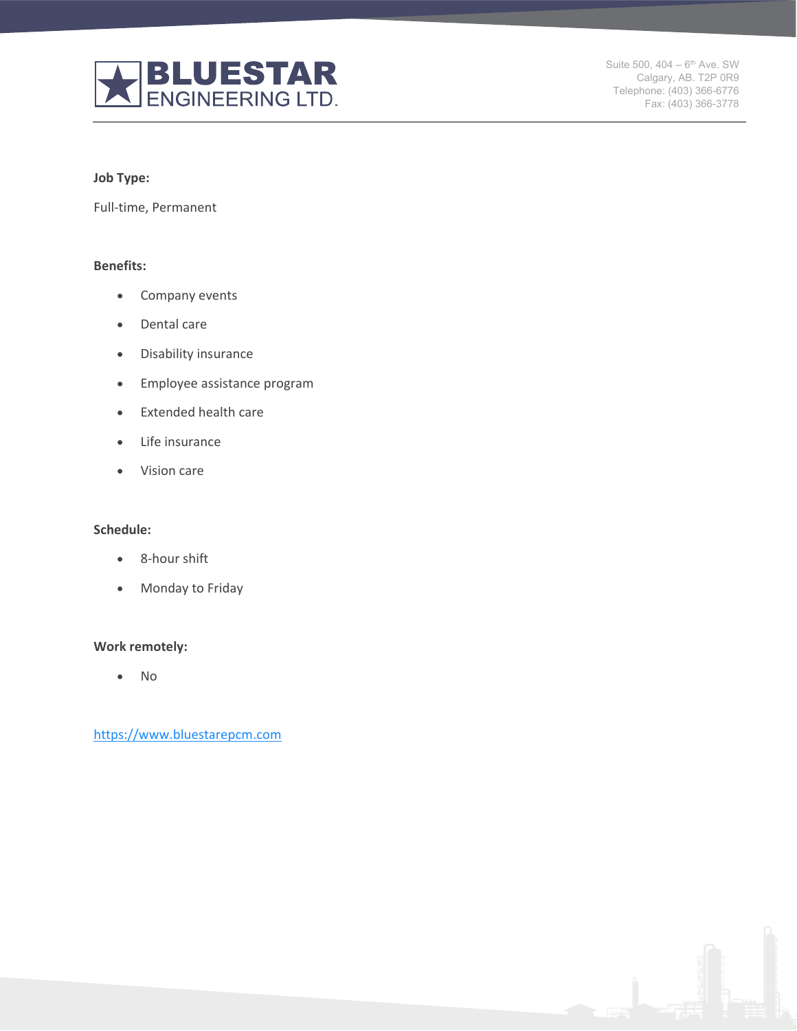**Job Type:**

Full-time, Permanent

**Benefits:**

- Company events
- Dental care
- Disability insurance
- Employee assistance program
- Extended health care
- Life insurance
- Vision care

**Schedule:**

- 8-hour shift
- Monday to Friday

**Work remotely:**

- No

https://www.bluestarepcm.com